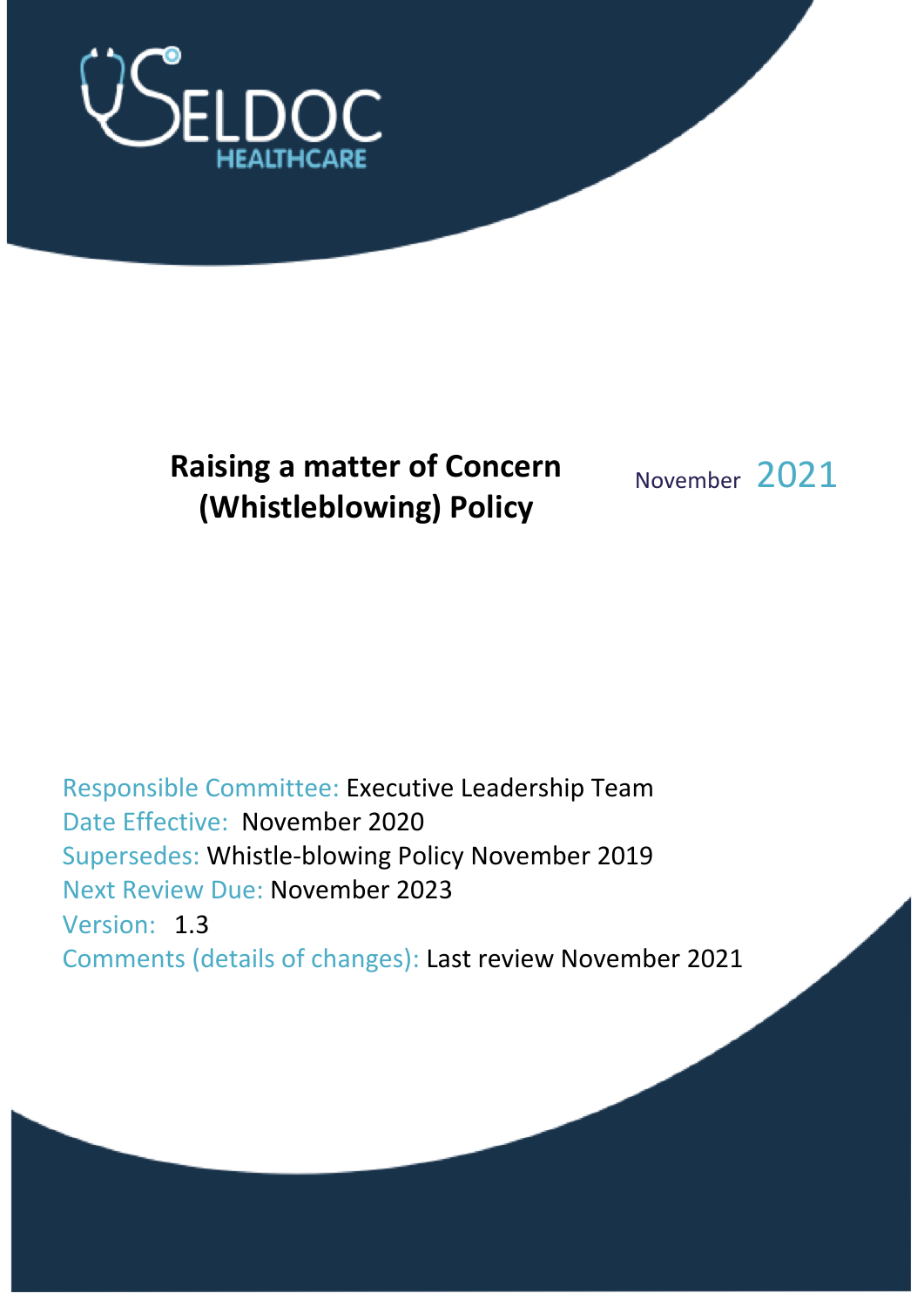SELDOC HEALTHCARE

# Raising a matter of Concern (Whistleblowing) Policy

November 2021

Responsible Committee: Executive Leadership Team
Date Effective: November 2020
Supersedes: Whistle-blowing Policy November 2019
Next Review Due: November 2023
Version: 1.3
Comments (details of changes): Last review November 2021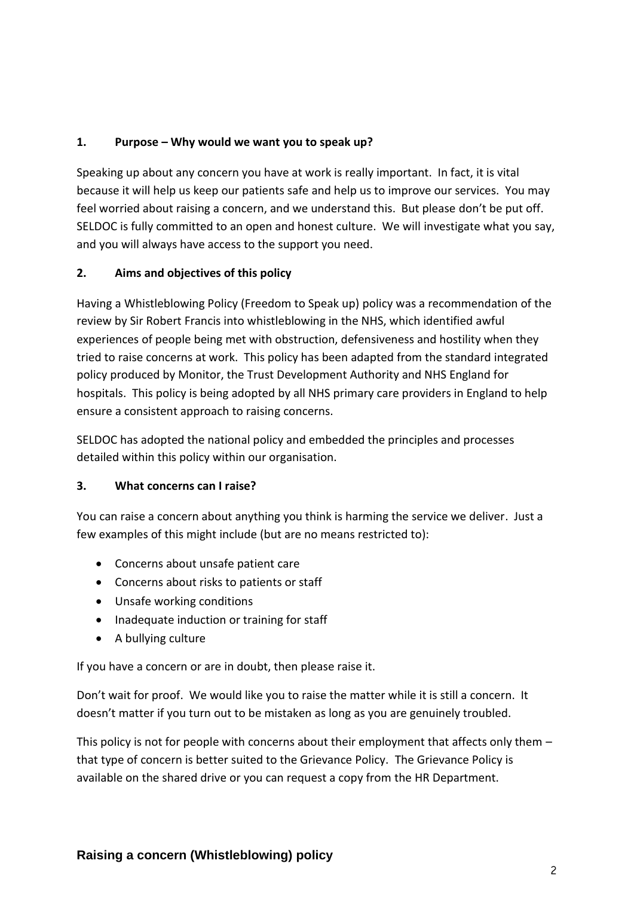## 1. Purpose – Why would we want you to speak up?

Speaking up about any concern you have at work is really important. In fact, it is vital because it will help us keep our patients safe and help us to improve our services. You may feel worried about raising a concern, and we understand this. But please don't be put off. SELDOC is fully committed to an open and honest culture. We will investigate what you say, and you will always have access to the support you need.

## 2. Aims and objectives of this policy

Having a Whistleblowing Policy (Freedom to Speak up) policy was a recommendation of the review by Sir Robert Francis into whistleblowing in the NHS, which identified awful experiences of people being met with obstruction, defensiveness and hostility when they tried to raise concerns at work. This policy has been adapted from the standard integrated policy produced by Monitor, the Trust Development Authority and NHS England for hospitals. This policy is being adopted by all NHS primary care providers in England to help ensure a consistent approach to raising concerns.

SELDOC has adopted the national policy and embedded the principles and processes detailed within this policy within our organisation.

## 3. What concerns can I raise?

You can raise a concern about anything you think is harming the service we deliver. Just a few examples of this might include (but are no means restricted to):

- Concerns about unsafe patient care
- Concerns about risks to patients or staff
- Unsafe working conditions
- Inadequate induction or training for staff
- A bullying culture

If you have a concern or are in doubt, then please raise it.

Don't wait for proof. We would like you to raise the matter while it is still a concern. It doesn't matter if you turn out to be mistaken as long as you are genuinely troubled.

This policy is not for people with concerns about their employment that affects only them – that type of concern is better suited to the Grievance Policy. The Grievance Policy is available on the shared drive or you can request a copy from the HR Department.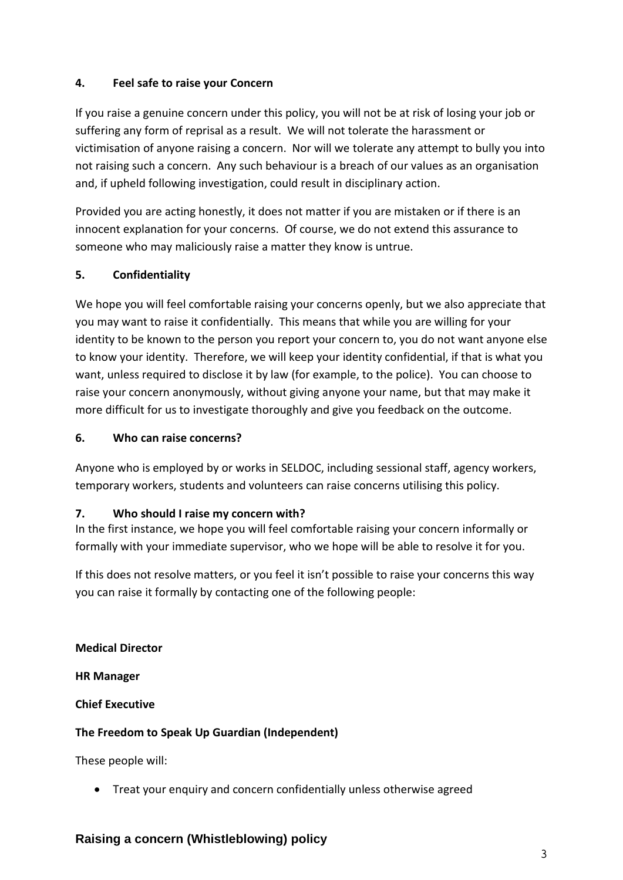## 4. Feel safe to raise your Concern

If you raise a genuine concern under this policy, you will not be at risk of losing your job or suffering any form of reprisal as a result. We will not tolerate the harassment or victimisation of anyone raising a concern. Nor will we tolerate any attempt to bully you into not raising such a concern. Any such behaviour is a breach of our values as an organisation and, if upheld following investigation, could result in disciplinary action.

Provided you are acting honestly, it does not matter if you are mistaken or if there is an innocent explanation for your concerns. Of course, we do not extend this assurance to someone who may maliciously raise a matter they know is untrue.

## 5. Confidentiality

We hope you will feel comfortable raising your concerns openly, but we also appreciate that you may want to raise it confidentially. This means that while you are willing for your identity to be known to the person you report your concern to, you do not want anyone else to know your identity. Therefore, we will keep your identity confidential, if that is what you want, unless required to disclose it by law (for example, to the police). You can choose to raise your concern anonymously, without giving anyone your name, but that may make it more difficult for us to investigate thoroughly and give you feedback on the outcome.

## 6. Who can raise concerns?

Anyone who is employed by or works in SELDOC, including sessional staff, agency workers, temporary workers, students and volunteers can raise concerns utilising this policy.

## 7. Who should I raise my concern with?

In the first instance, we hope you will feel comfortable raising your concern informally or formally with your immediate supervisor, who we hope will be able to resolve it for you.

If this does not resolve matters, or you feel it isn't possible to raise your concerns this way you can raise it formally by contacting one of the following people:

**Medical Director**

**HR Manager**

**Chief Executive**

**The Freedom to Speak Up Guardian (Independent)**

These people will:

- Treat your enquiry and concern confidentially unless otherwise agreed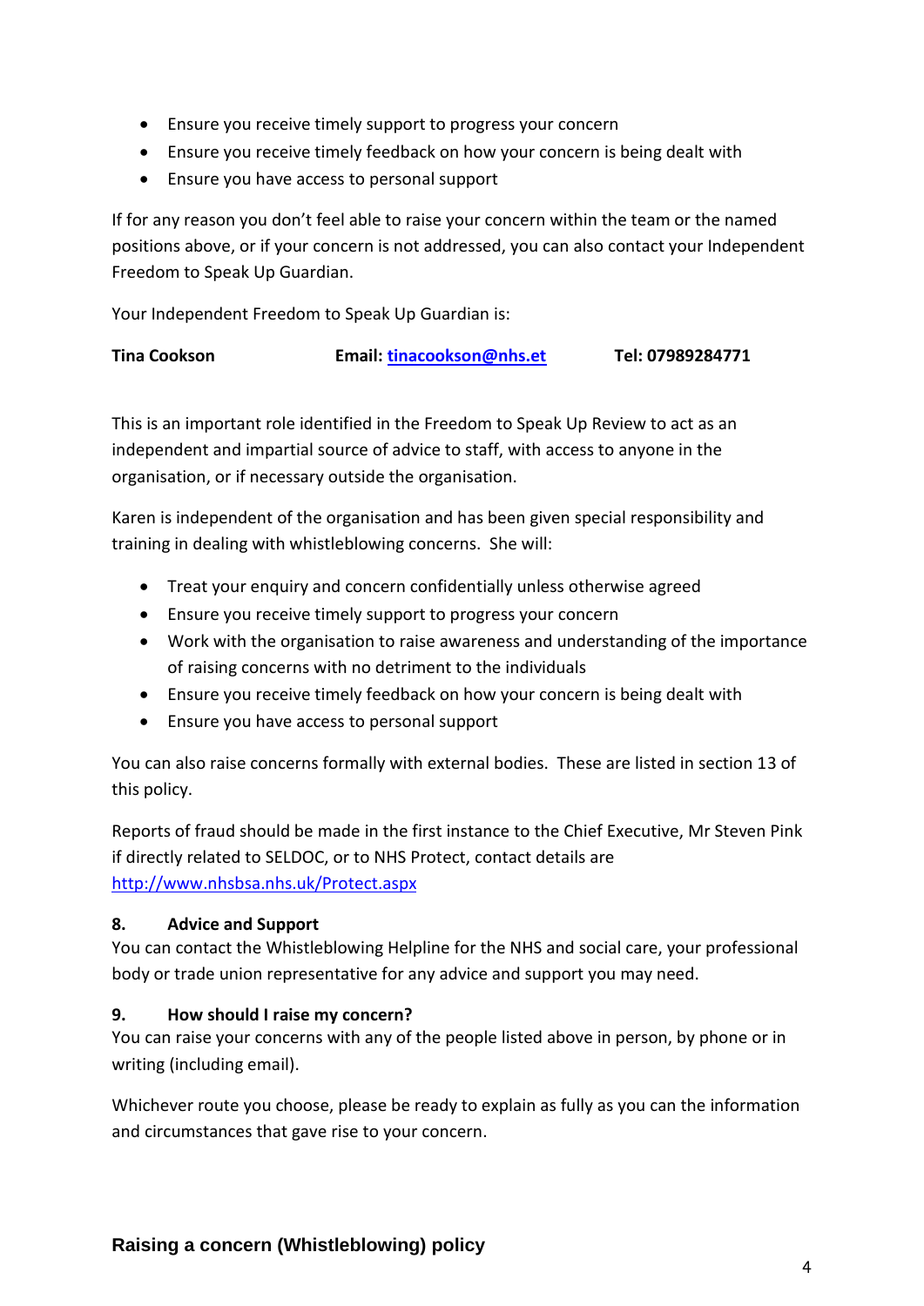- Ensure you receive timely support to progress your concern
- Ensure you receive timely feedback on how your concern is being dealt with
- Ensure you have access to personal support

If for any reason you don't feel able to raise your concern within the team or the named positions above, or if your concern is not addressed, you can also contact your Independent Freedom to Speak Up Guardian.

Your Independent Freedom to Speak Up Guardian is:

**Tina Cookson** **Email: tinacookson@nhs.et** **Tel: 07989284771**

This is an important role identified in the Freedom to Speak Up Review to act as an independent and impartial source of advice to staff, with access to anyone in the organisation, or if necessary outside the organisation.

Karen is independent of the organisation and has been given special responsibility and training in dealing with whistleblowing concerns. She will:

- Treat your enquiry and concern confidentially unless otherwise agreed
- Ensure you receive timely support to progress your concern
- Work with the organisation to raise awareness and understanding of the importance of raising concerns with no detriment to the individuals
- Ensure you receive timely feedback on how your concern is being dealt with
- Ensure you have access to personal support

You can also raise concerns formally with external bodies. These are listed in section 13 of this policy.

Reports of fraud should be made in the first instance to the Chief Executive, Mr Steven Pink if directly related to SELDOC, or to NHS Protect, contact details are http://www.nhsbsa.nhs.uk/Protect.aspx

## 8. Advice and Support

You can contact the Whistleblowing Helpline for the NHS and social care, your professional body or trade union representative for any advice and support you may need.

## 9. How should I raise my concern?

You can raise your concerns with any of the people listed above in person, by phone or in writing (including email).

Whichever route you choose, please be ready to explain as fully as you can the information and circumstances that gave rise to your concern.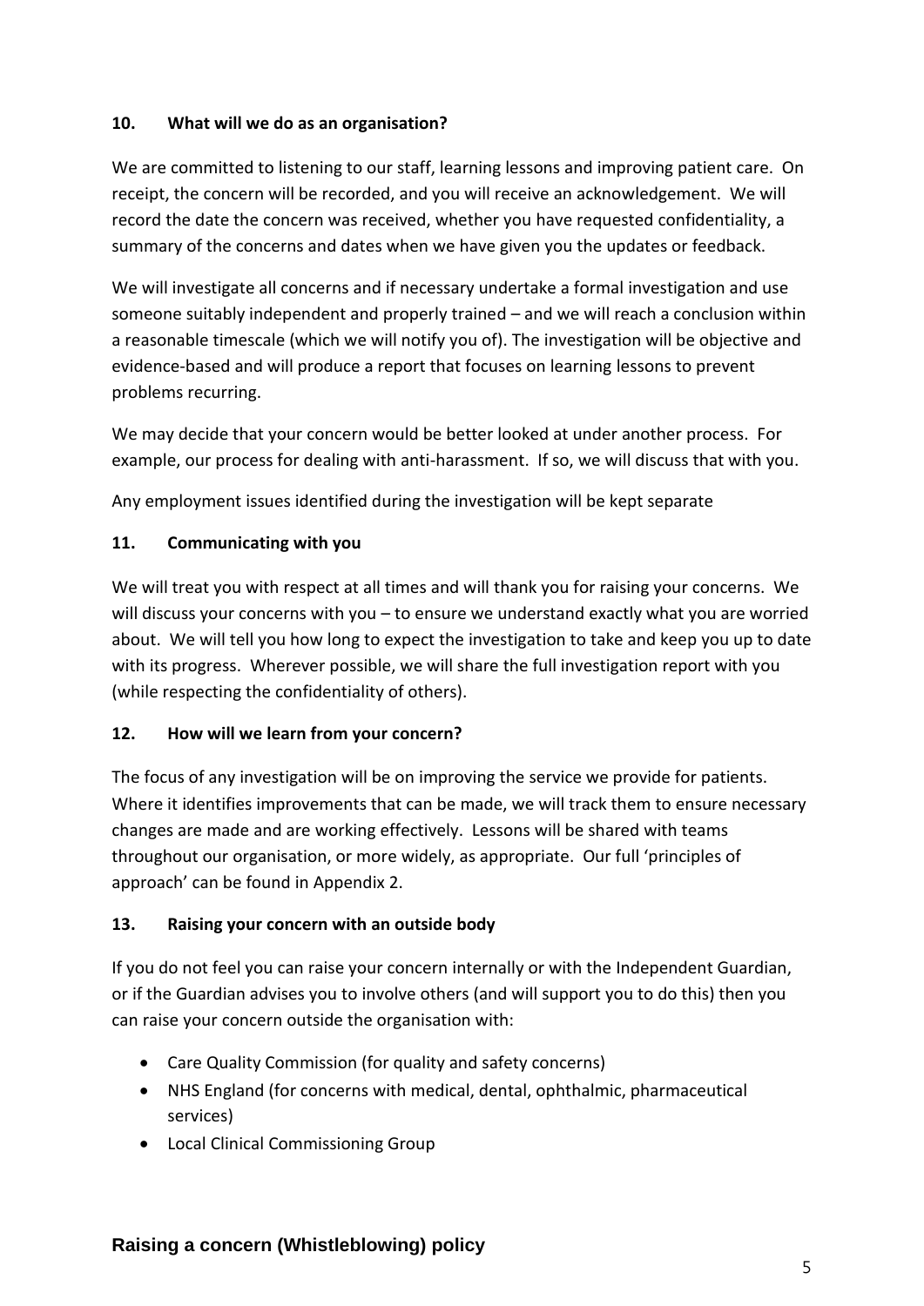### 10. What will we do as an organisation?

We are committed to listening to our staff, learning lessons and improving patient care. On receipt, the concern will be recorded, and you will receive an acknowledgement. We will record the date the concern was received, whether you have requested confidentiality, a summary of the concerns and dates when we have given you the updates or feedback.

We will investigate all concerns and if necessary undertake a formal investigation and use someone suitably independent and properly trained – and we will reach a conclusion within a reasonable timescale (which we will notify you of). The investigation will be objective and evidence-based and will produce a report that focuses on learning lessons to prevent problems recurring.

We may decide that your concern would be better looked at under another process. For example, our process for dealing with anti-harassment. If so, we will discuss that with you.

Any employment issues identified during the investigation will be kept separate

### 11. Communicating with you

We will treat you with respect at all times and will thank you for raising your concerns. We will discuss your concerns with you – to ensure we understand exactly what you are worried about. We will tell you how long to expect the investigation to take and keep you up to date with its progress. Wherever possible, we will share the full investigation report with you (while respecting the confidentiality of others).

### 12. How will we learn from your concern?

The focus of any investigation will be on improving the service we provide for patients. Where it identifies improvements that can be made, we will track them to ensure necessary changes are made and are working effectively. Lessons will be shared with teams throughout our organisation, or more widely, as appropriate. Our full 'principles of approach' can be found in Appendix 2.

### 13. Raising your concern with an outside body

If you do not feel you can raise your concern internally or with the Independent Guardian, or if the Guardian advises you to involve others (and will support you to do this) then you can raise your concern outside the organisation with:

- Care Quality Commission (for quality and safety concerns)
- NHS England (for concerns with medical, dental, ophthalmic, pharmaceutical services)
- Local Clinical Commissioning Group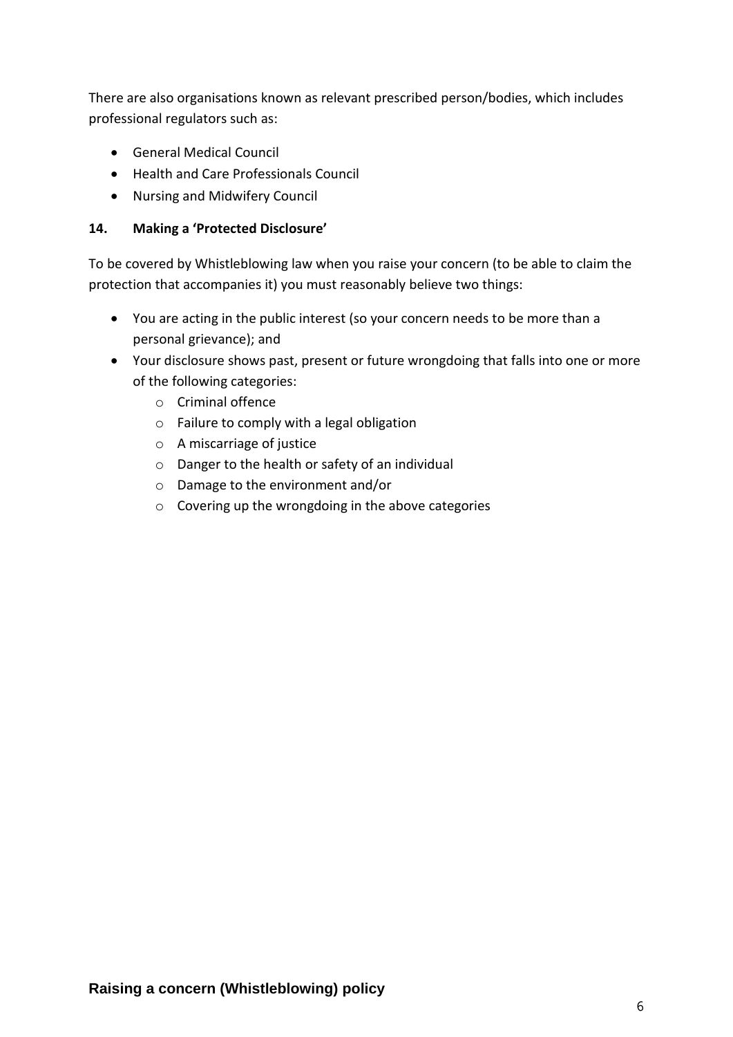There are also organisations known as relevant prescribed person/bodies, which includes professional regulators such as:

- General Medical Council
- Health and Care Professionals Council
- Nursing and Midwifery Council

## 14. Making a 'Protected Disclosure'

To be covered by Whistleblowing law when you raise your concern (to be able to claim the protection that accompanies it) you must reasonably believe two things:

- You are acting in the public interest (so your concern needs to be more than a personal grievance); and
- Your disclosure shows past, present or future wrongdoing that falls into one or more of the following categories:
  - Criminal offence
  - Failure to comply with a legal obligation
  - A miscarriage of justice
  - Danger to the health or safety of an individual
  - Damage to the environment and/or
  - Covering up the wrongdoing in the above categories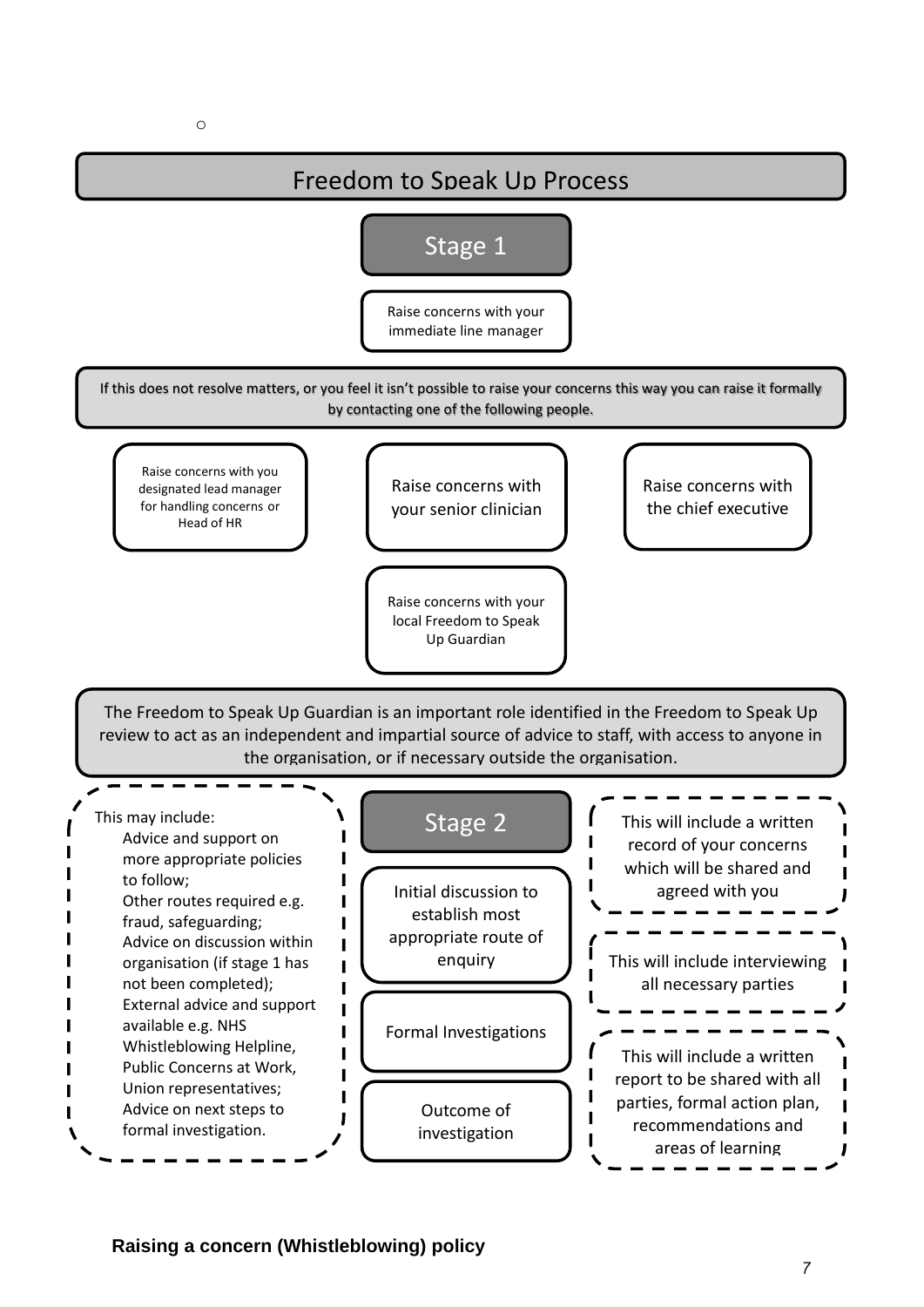## Freedom to Speak Up Process

### Stage 1

Raise concerns with your immediate line manager

**If this does not resolve matters, or you feel it isn't possible to raise your concerns this way you can raise it formally by contacting one of the following people.**

- Raise concerns with you designated lead manager for handling concerns or Head of HR
- Raise concerns with your senior clinician
- Raise concerns with the chief executive
- Raise concerns with your local Freedom to Speak Up Guardian

The Freedom to Speak Up Guardian is an important role identified in the Freedom to Speak Up review to act as an independent and impartial source of advice to staff, with access to anyone in the organisation, or if necessary outside the organisation.

### Stage 2

Initial discussion to establish most appropriate route of enquiry

This may include:

- Advice and support on more appropriate policies to follow;
- Other routes required e.g. fraud, safeguarding;
- Advice on discussion within organisation (if stage 1 has not been completed);
- External advice and support available e.g. NHS Whistleblowing Helpline, Public Concerns at Work, Union representatives;
- Advice on next steps to formal investigation.

This will include a written record of your concerns which will be shared and agreed with you

Formal Investigations

This will include interviewing all necessary parties

Outcome of investigation

This will include a written report to be shared with all parties, formal action plan, recommendations and areas of learning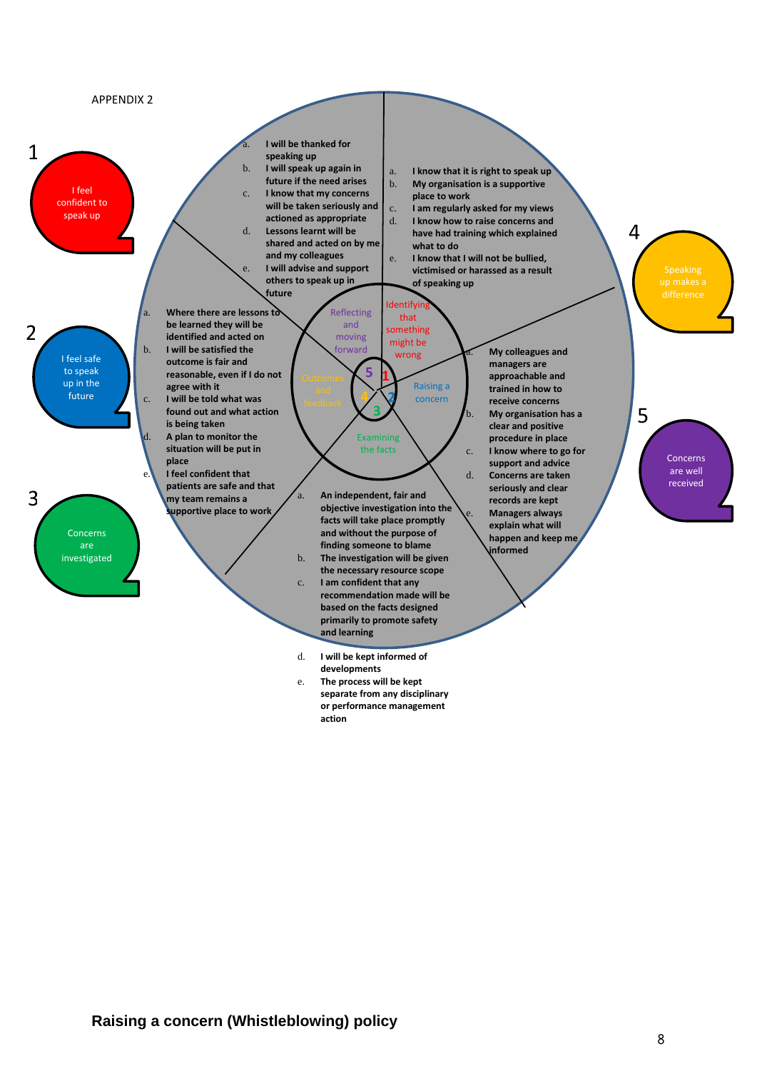APPENDIX 2

1 I feel confident to speak up

2 I feel safe to speak up in the future

3 Concerns are investigated

4 Speaking up makes a difference

5 Concerns are well received

Identifying that something might be wrong

a. I know that it is right to speak up
b. My organisation is a supportive place to work
c. I am regularly asked for my views
d. I know how to raise concerns and have had training which explained what to do
e. I know that I will not be bullied, victimised or harassed as a result of speaking up

Raising a concern

a. My colleagues and managers are approachable and trained in how to receive concerns
b. My organisation has a clear and positive procedure in place
c. I know where to go for support and advice
d. Concerns are taken seriously and clear records are kept
e. Managers always explain what will happen and keep me informed

Examining the facts

a. An independent, fair and objective investigation into the facts will take place promptly and without the purpose of finding someone to blame
b. The investigation will be given the necessary resource scope
c. I am confident that any recommendation made will be based on the facts designed primarily to promote safety and learning
d. I will be kept informed of developments
e. The process will be kept separate from any disciplinary or performance management action

Outcomes and feedback

a. Where there are lessons to be learned they will be identified and acted on
b. I will be satisfied the outcome is fair and reasonable, even if I do not agree with it
c. I will be told what was found out and what action is being taken
d. A plan to monitor the situation will be put in place
e. I feel confident that patients are safe and that my team remains a supportive place to work

Reflecting and moving forward

a. I will be thanked for speaking up
b. I will speak up again in future if the need arises
c. I know that my concerns will be taken seriously and actioned as appropriate
d. Lessons learnt will be shared and acted on by me and my colleagues
e. I will advise and support others to speak up in future

**Raising a concern (Whistleblowing) policy**